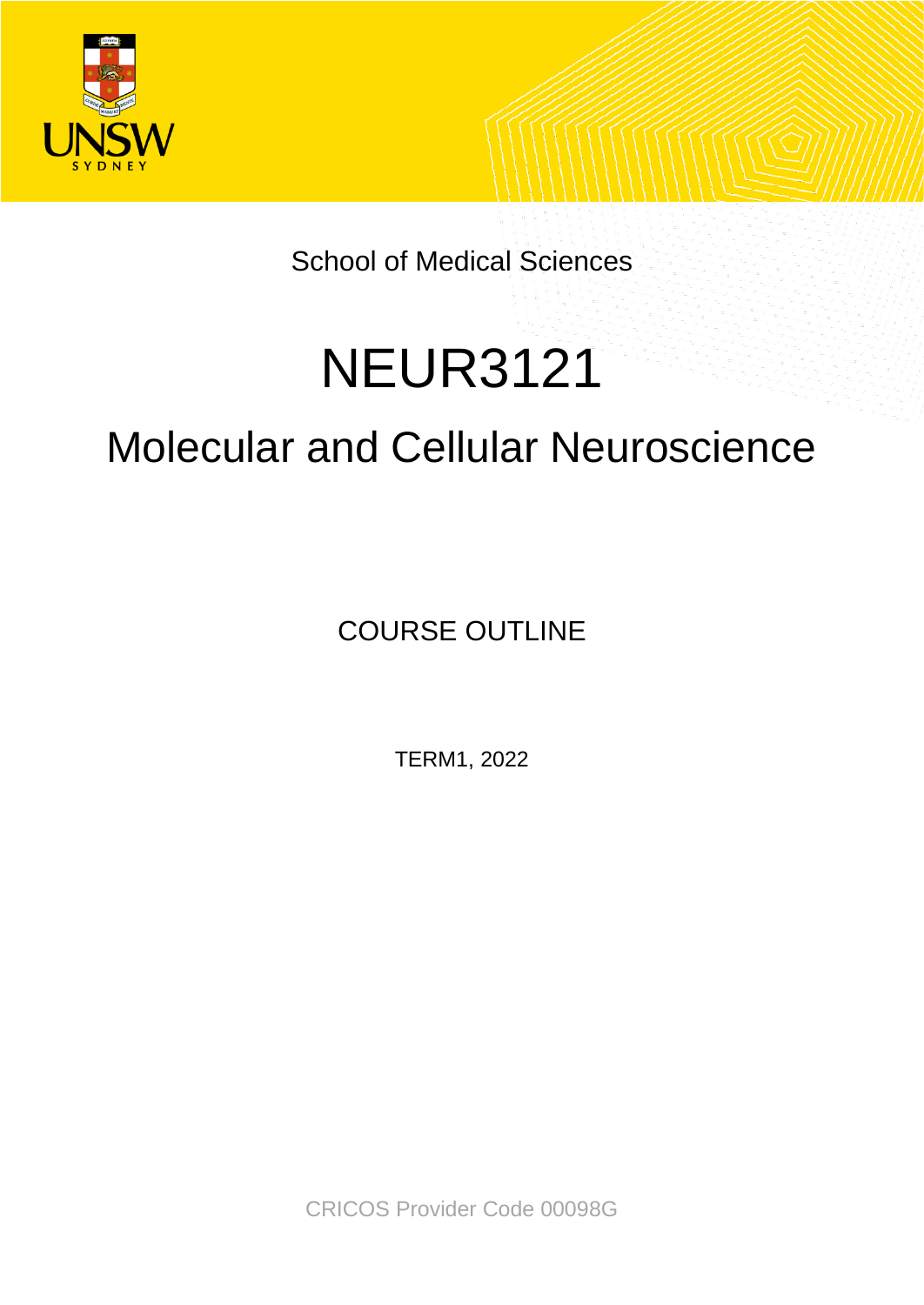School of Medical Sciences

# NEUR3121

## Molecular and Cellular Neuroscience

COURSE OUTLINE

TERM1, 2022

CRICOS Provider Code 00098G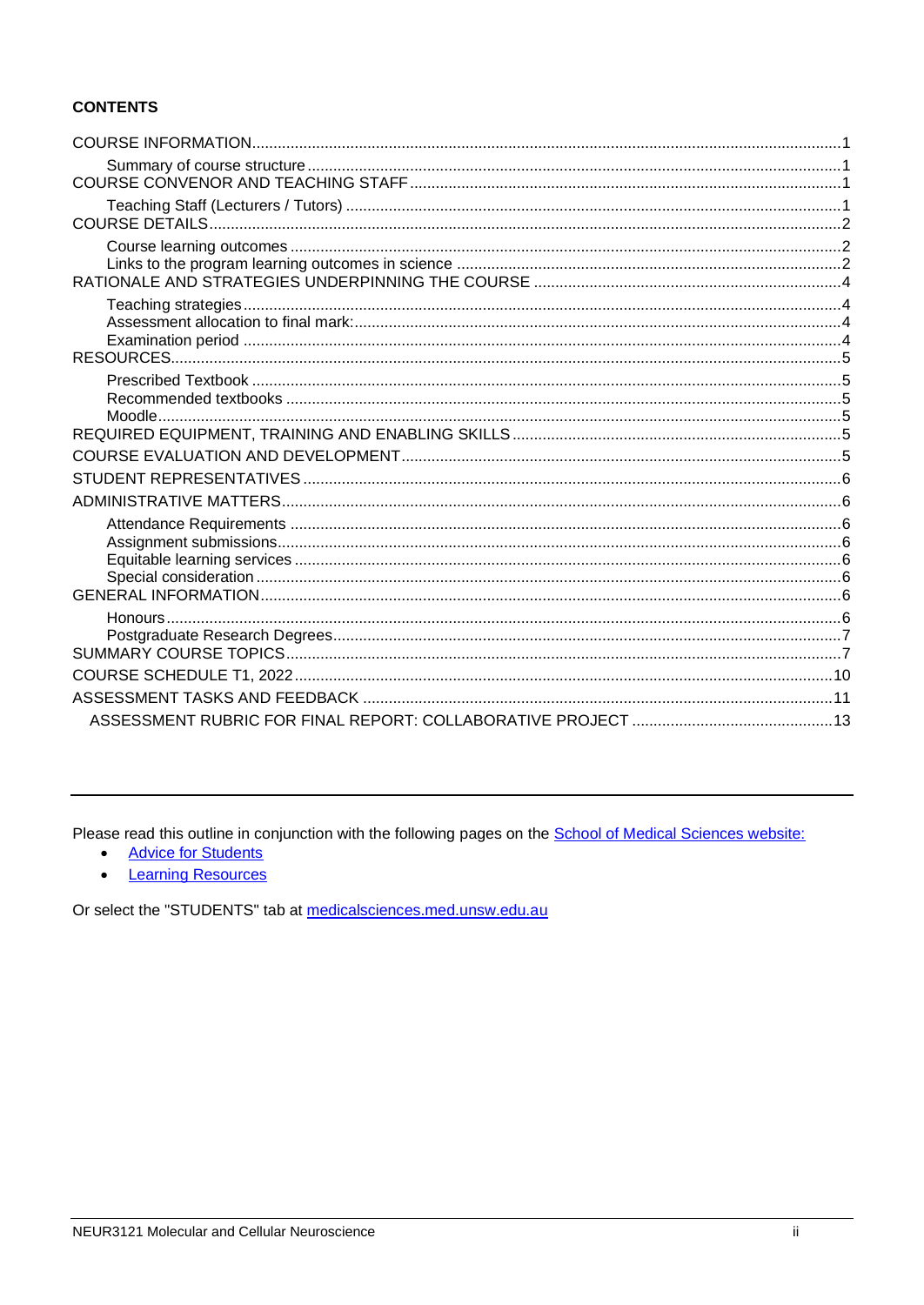**CONTENTS**

COURSE INFORMATION........................................................................................................................1
- Summary of course structure ...........................................................................................................1

COURSE CONVENOR AND TEACHING STAFF ....................................................................................1
- Teaching Staff (Lecturers / Tutors) ..................................................................................................1

COURSE DETAILS..................................................................................................................................2
- Course learning outcomes ...............................................................................................................2
- Links to the program learning outcomes in science .........................................................................2

RATIONALE AND STRATEGIES UNDERPINNING THE COURSE .......................................................4
- Teaching strategies ..........................................................................................................................4
- Assessment allocation to final mark:................................................................................................4
- Examination period ..........................................................................................................................4

RESOURCES...........................................................................................................................................5
- Prescribed Textbook ........................................................................................................................5
- Recommended textbooks ................................................................................................................5
- Moodle..............................................................................................................................................5

REQUIRED EQUIPMENT, TRAINING AND ENABLING SKILLS ............................................................5

COURSE EVALUATION AND DEVELOPMENT......................................................................................5

STUDENT REPRESENTATIVES ............................................................................................................6

ADMINISTRATIVE MATTERS.................................................................................................................6
- Attendance Requirements ...............................................................................................................6
- Assignment submissions..................................................................................................................6
- Equitable learning services ..............................................................................................................6
- Special consideration .......................................................................................................................6

GENERAL INFORMATION......................................................................................................................6
- Honours............................................................................................................................................6
- Postgraduate Research Degrees.....................................................................................................7

SUMMARY COURSE TOPICS................................................................................................................7

COURSE SCHEDULE T1, 2022.............................................................................................................10

ASSESSMENT TASKS AND FEEDBACK .............................................................................................11

ASSESSMENT RUBRIC FOR FINAL REPORT: COLLABORATIVE PROJECT ..............................................13

---

Please read this outline in conjunction with the following pages on the School of Medical Sciences website:
- Advice for Students
- Learning Resources

Or select the "STUDENTS" tab at medicalsciences.med.unsw.edu.au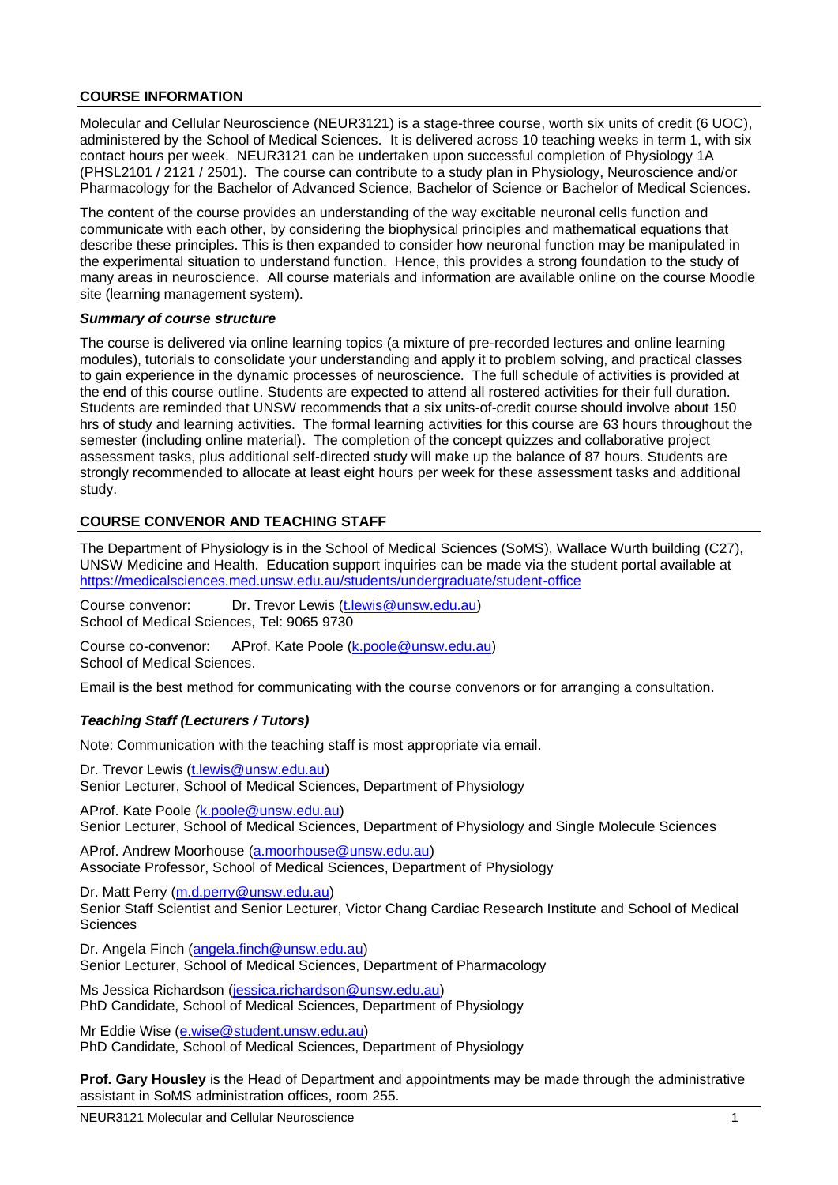## COURSE INFORMATION

Molecular and Cellular Neuroscience (NEUR3121) is a stage-three course, worth six units of credit (6 UOC), administered by the School of Medical Sciences. It is delivered across 10 teaching weeks in term 1, with six contact hours per week. NEUR3121 can be undertaken upon successful completion of Physiology 1A (PHSL2101 / 2121 / 2501). The course can contribute to a study plan in Physiology, Neuroscience and/or Pharmacology for the Bachelor of Advanced Science, Bachelor of Science or Bachelor of Medical Sciences.

The content of the course provides an understanding of the way excitable neuronal cells function and communicate with each other, by considering the biophysical principles and mathematical equations that describe these principles. This is then expanded to consider how neuronal function may be manipulated in the experimental situation to understand function. Hence, this provides a strong foundation to the study of many areas in neuroscience. All course materials and information are available online on the course Moodle site (learning management system).

### *Summary of course structure*

The course is delivered via online learning topics (a mixture of pre-recorded lectures and online learning modules), tutorials to consolidate your understanding and apply it to problem solving, and practical classes to gain experience in the dynamic processes of neuroscience. The full schedule of activities is provided at the end of this course outline. Students are expected to attend all rostered activities for their full duration. Students are reminded that UNSW recommends that a six units-of-credit course should involve about 150 hrs of study and learning activities. The formal learning activities for this course are 63 hours throughout the semester (including online material). The completion of the concept quizzes and collaborative project assessment tasks, plus additional self-directed study will make up the balance of 87 hours. Students are strongly recommended to allocate at least eight hours per week for these assessment tasks and additional study.

## COURSE CONVENOR AND TEACHING STAFF

The Department of Physiology is in the School of Medical Sciences (SoMS), Wallace Wurth building (C27), UNSW Medicine and Health. Education support inquiries can be made via the student portal available at https://medicalsciences.med.unsw.edu.au/students/undergraduate/student-office

Course convenor: Dr. Trevor Lewis (t.lewis@unsw.edu.au)
School of Medical Sciences, Tel: 9065 9730

Course co-convenor: AProf. Kate Poole (k.poole@unsw.edu.au)
School of Medical Sciences.

Email is the best method for communicating with the course convenors or for arranging a consultation.

### *Teaching Staff (Lecturers / Tutors)*

Note: Communication with the teaching staff is most appropriate via email.

Dr. Trevor Lewis (t.lewis@unsw.edu.au)
Senior Lecturer, School of Medical Sciences, Department of Physiology

AProf. Kate Poole (k.poole@unsw.edu.au)
Senior Lecturer, School of Medical Sciences, Department of Physiology and Single Molecule Sciences

AProf. Andrew Moorhouse (a.moorhouse@unsw.edu.au)
Associate Professor, School of Medical Sciences, Department of Physiology

Dr. Matt Perry (m.d.perry@unsw.edu.au)
Senior Staff Scientist and Senior Lecturer, Victor Chang Cardiac Research Institute and School of Medical Sciences

Dr. Angela Finch (angela.finch@unsw.edu.au)
Senior Lecturer, School of Medical Sciences, Department of Pharmacology

Ms Jessica Richardson (jessica.richardson@unsw.edu.au)
PhD Candidate, School of Medical Sciences, Department of Physiology

Mr Eddie Wise (e.wise@student.unsw.edu.au)
PhD Candidate, School of Medical Sciences, Department of Physiology

**Prof. Gary Housley** is the Head of Department and appointments may be made through the administrative assistant in SoMS administration offices, room 255.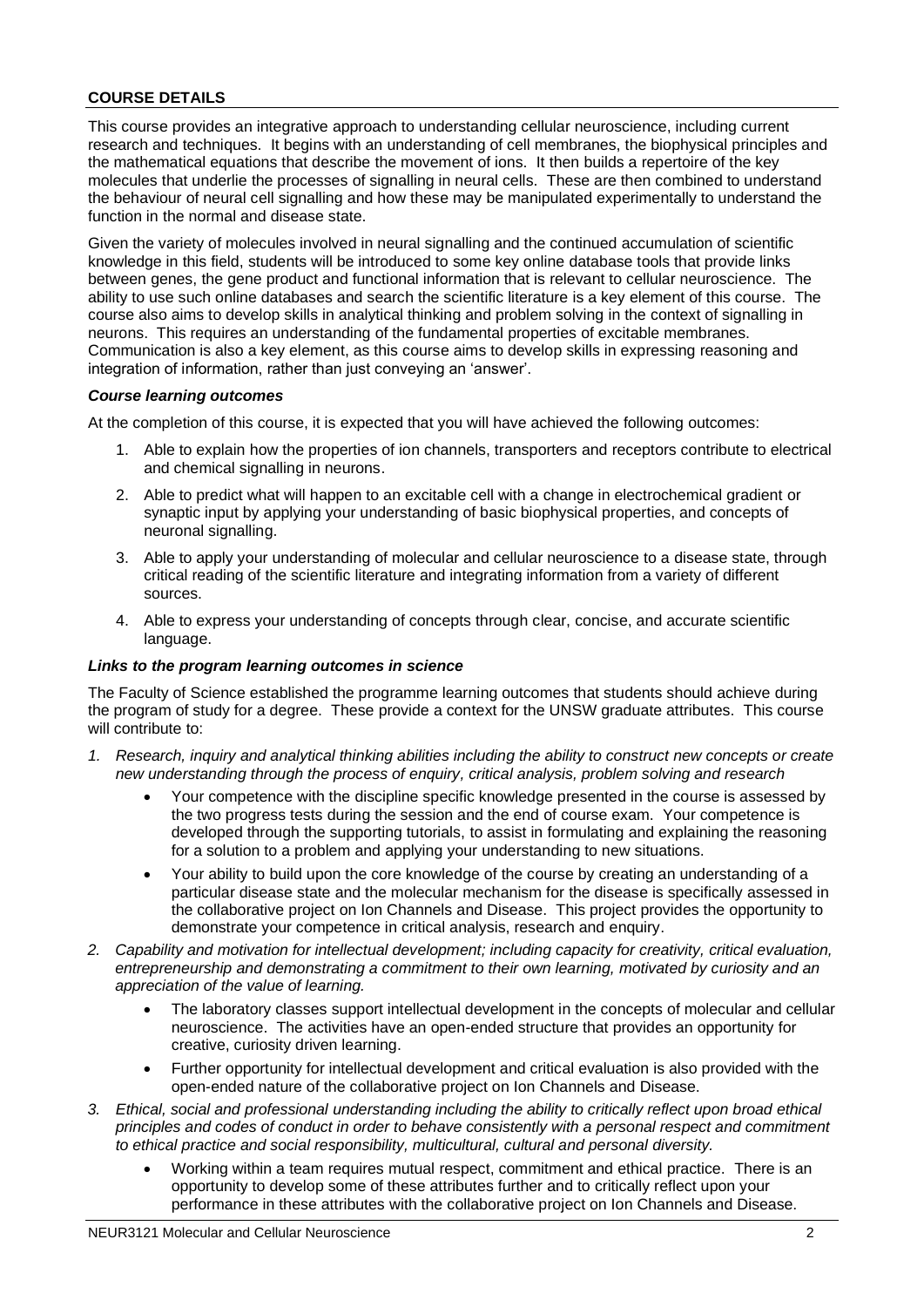## COURSE DETAILS

This course provides an integrative approach to understanding cellular neuroscience, including current research and techniques. It begins with an understanding of cell membranes, the biophysical principles and the mathematical equations that describe the movement of ions. It then builds a repertoire of the key molecules that underlie the processes of signalling in neural cells. These are then combined to understand the behaviour of neural cell signalling and how these may be manipulated experimentally to understand the function in the normal and disease state.

Given the variety of molecules involved in neural signalling and the continued accumulation of scientific knowledge in this field, students will be introduced to some key online database tools that provide links between genes, the gene product and functional information that is relevant to cellular neuroscience. The ability to use such online databases and search the scientific literature is a key element of this course. The course also aims to develop skills in analytical thinking and problem solving in the context of signalling in neurons. This requires an understanding of the fundamental properties of excitable membranes. Communication is also a key element, as this course aims to develop skills in expressing reasoning and integration of information, rather than just conveying an 'answer'.

### *Course learning outcomes*

At the completion of this course, it is expected that you will have achieved the following outcomes:

1. Able to explain how the properties of ion channels, transporters and receptors contribute to electrical and chemical signalling in neurons.
2. Able to predict what will happen to an excitable cell with a change in electrochemical gradient or synaptic input by applying your understanding of basic biophysical properties, and concepts of neuronal signalling.
3. Able to apply your understanding of molecular and cellular neuroscience to a disease state, through critical reading of the scientific literature and integrating information from a variety of different sources.
4. Able to express your understanding of concepts through clear, concise, and accurate scientific language.

### *Links to the program learning outcomes in science*

The Faculty of Science established the programme learning outcomes that students should achieve during the program of study for a degree. These provide a context for the UNSW graduate attributes. This course will contribute to:

1. *Research, inquiry and analytical thinking abilities including the ability to construct new concepts or create new understanding through the process of enquiry, critical analysis, problem solving and research*
   - Your competence with the discipline specific knowledge presented in the course is assessed by the two progress tests during the session and the end of course exam. Your competence is developed through the supporting tutorials, to assist in formulating and explaining the reasoning for a solution to a problem and applying your understanding to new situations.
   - Your ability to build upon the core knowledge of the course by creating an understanding of a particular disease state and the molecular mechanism for the disease is specifically assessed in the collaborative project on Ion Channels and Disease. This project provides the opportunity to demonstrate your competence in critical analysis, research and enquiry.
2. *Capability and motivation for intellectual development; including capacity for creativity, critical evaluation, entrepreneurship and demonstrating a commitment to their own learning, motivated by curiosity and an appreciation of the value of learning.*
   - The laboratory classes support intellectual development in the concepts of molecular and cellular neuroscience. The activities have an open-ended structure that provides an opportunity for creative, curiosity driven learning.
   - Further opportunity for intellectual development and critical evaluation is also provided with the open-ended nature of the collaborative project on Ion Channels and Disease.
3. *Ethical, social and professional understanding including the ability to critically reflect upon broad ethical principles and codes of conduct in order to behave consistently with a personal respect and commitment to ethical practice and social responsibility, multicultural, cultural and personal diversity.*
   - Working within a team requires mutual respect, commitment and ethical practice. There is an opportunity to develop some of these attributes further and to critically reflect upon your performance in these attributes with the collaborative project on Ion Channels and Disease.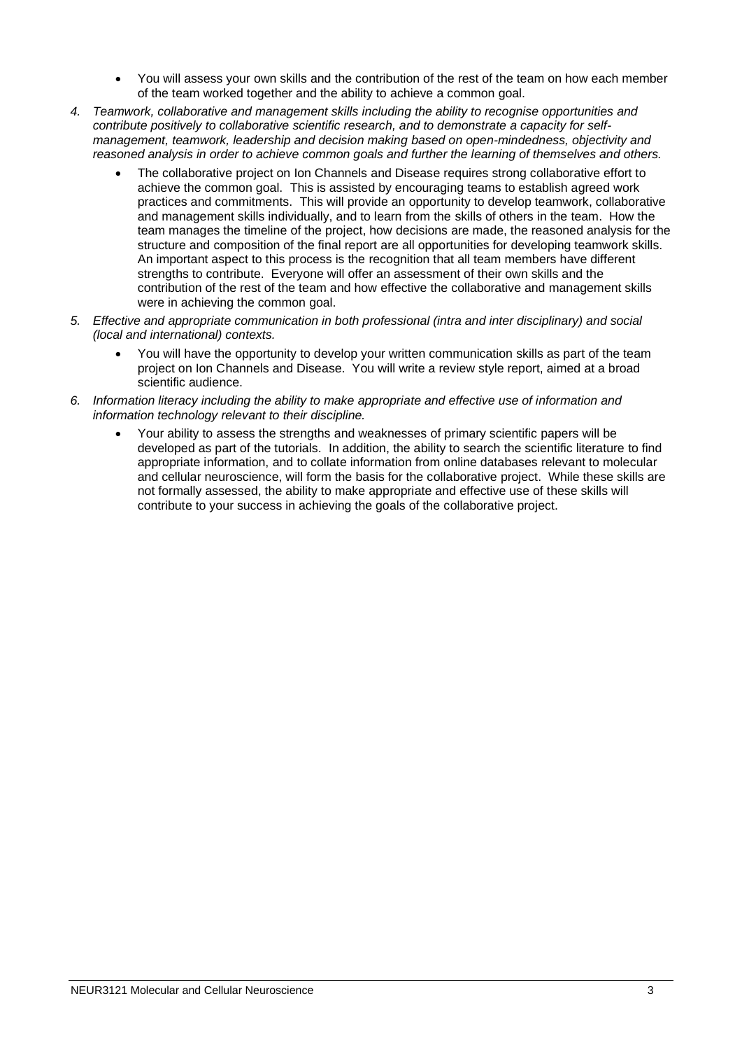- You will assess your own skills and the contribution of the rest of the team on how each member of the team worked together and the ability to achieve a common goal.

4. *Teamwork, collaborative and management skills including the ability to recognise opportunities and contribute positively to collaborative scientific research, and to demonstrate a capacity for self-management, teamwork, leadership and decision making based on open-mindedness, objectivity and reasoned analysis in order to achieve common goals and further the learning of themselves and others.*
   - The collaborative project on Ion Channels and Disease requires strong collaborative effort to achieve the common goal. This is assisted by encouraging teams to establish agreed work practices and commitments. This will provide an opportunity to develop teamwork, collaborative and management skills individually, and to learn from the skills of others in the team. How the team manages the timeline of the project, how decisions are made, the reasoned analysis for the structure and composition of the final report are all opportunities for developing teamwork skills. An important aspect to this process is the recognition that all team members have different strengths to contribute. Everyone will offer an assessment of their own skills and the contribution of the rest of the team and how effective the collaborative and management skills were in achieving the common goal.

5. *Effective and appropriate communication in both professional (intra and inter disciplinary) and social (local and international) contexts.*
   - You will have the opportunity to develop your written communication skills as part of the team project on Ion Channels and Disease. You will write a review style report, aimed at a broad scientific audience.

6. *Information literacy including the ability to make appropriate and effective use of information and information technology relevant to their discipline.*
   - Your ability to assess the strengths and weaknesses of primary scientific papers will be developed as part of the tutorials. In addition, the ability to search the scientific literature to find appropriate information, and to collate information from online databases relevant to molecular and cellular neuroscience, will form the basis for the collaborative project. While these skills are not formally assessed, the ability to make appropriate and effective use of these skills will contribute to your success in achieving the goals of the collaborative project.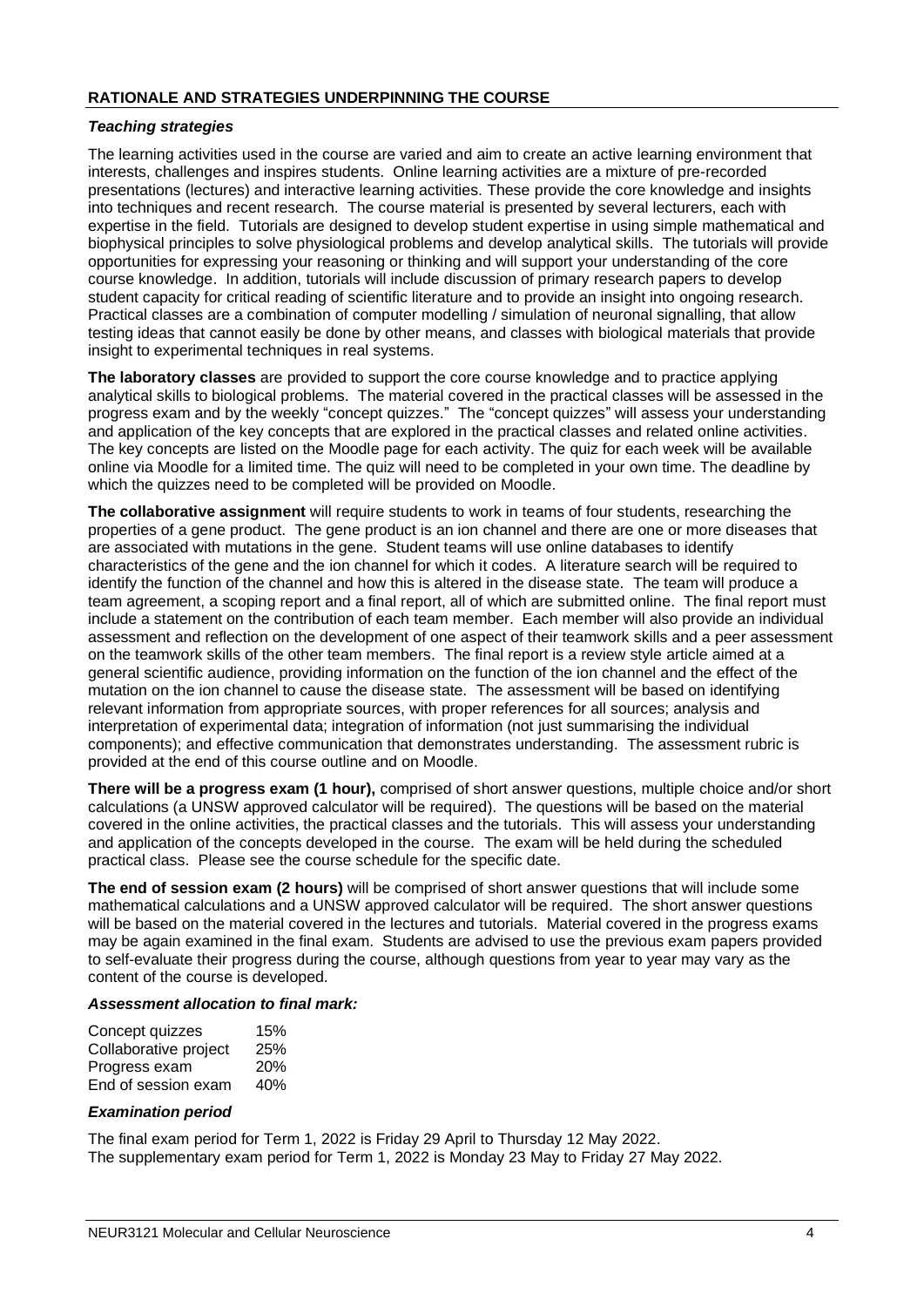## RATIONALE AND STRATEGIES UNDERPINNING THE COURSE

### *Teaching strategies*

The learning activities used in the course are varied and aim to create an active learning environment that interests, challenges and inspires students. Online learning activities are a mixture of pre-recorded presentations (lectures) and interactive learning activities. These provide the core knowledge and insights into techniques and recent research. The course material is presented by several lecturers, each with expertise in the field. Tutorials are designed to develop student expertise in using simple mathematical and biophysical principles to solve physiological problems and develop analytical skills. The tutorials will provide opportunities for expressing your reasoning or thinking and will support your understanding of the core course knowledge. In addition, tutorials will include discussion of primary research papers to develop student capacity for critical reading of scientific literature and to provide an insight into ongoing research. Practical classes are a combination of computer modelling / simulation of neuronal signalling, that allow testing ideas that cannot easily be done by other means, and classes with biological materials that provide insight to experimental techniques in real systems.

**The laboratory classes** are provided to support the core course knowledge and to practice applying analytical skills to biological problems. The material covered in the practical classes will be assessed in the progress exam and by the weekly "concept quizzes." The "concept quizzes" will assess your understanding and application of the key concepts that are explored in the practical classes and related online activities. The key concepts are listed on the Moodle page for each activity. The quiz for each week will be available online via Moodle for a limited time. The quiz will need to be completed in your own time. The deadline by which the quizzes need to be completed will be provided on Moodle.

**The collaborative assignment** will require students to work in teams of four students, researching the properties of a gene product. The gene product is an ion channel and there are one or more diseases that are associated with mutations in the gene. Student teams will use online databases to identify characteristics of the gene and the ion channel for which it codes. A literature search will be required to identify the function of the channel and how this is altered in the disease state. The team will produce a team agreement, a scoping report and a final report, all of which are submitted online. The final report must include a statement on the contribution of each team member. Each member will also provide an individual assessment and reflection on the development of one aspect of their teamwork skills and a peer assessment on the teamwork skills of the other team members. The final report is a review style article aimed at a general scientific audience, providing information on the function of the ion channel and the effect of the mutation on the ion channel to cause the disease state. The assessment will be based on identifying relevant information from appropriate sources, with proper references for all sources; analysis and interpretation of experimental data; integration of information (not just summarising the individual components); and effective communication that demonstrates understanding. The assessment rubric is provided at the end of this course outline and on Moodle.

**There will be a progress exam (1 hour),** comprised of short answer questions, multiple choice and/or short calculations (a UNSW approved calculator will be required). The questions will be based on the material covered in the online activities, the practical classes and the tutorials. This will assess your understanding and application of the concepts developed in the course. The exam will be held during the scheduled practical class. Please see the course schedule for the specific date.

**The end of session exam (2 hours)** will be comprised of short answer questions that will include some mathematical calculations and a UNSW approved calculator will be required. The short answer questions will be based on the material covered in the lectures and tutorials. Material covered in the progress exams may be again examined in the final exam. Students are advised to use the previous exam papers provided to self-evaluate their progress during the course, although questions from year to year may vary as the content of the course is developed.

### *Assessment allocation to final mark:*

| | |
|---|---|
| Concept quizzes | 15% |
| Collaborative project | 25% |
| Progress exam | 20% |
| End of session exam | 40% |

### *Examination period*

The final exam period for Term 1, 2022 is Friday 29 April to Thursday 12 May 2022.
The supplementary exam period for Term 1, 2022 is Monday 23 May to Friday 27 May 2022.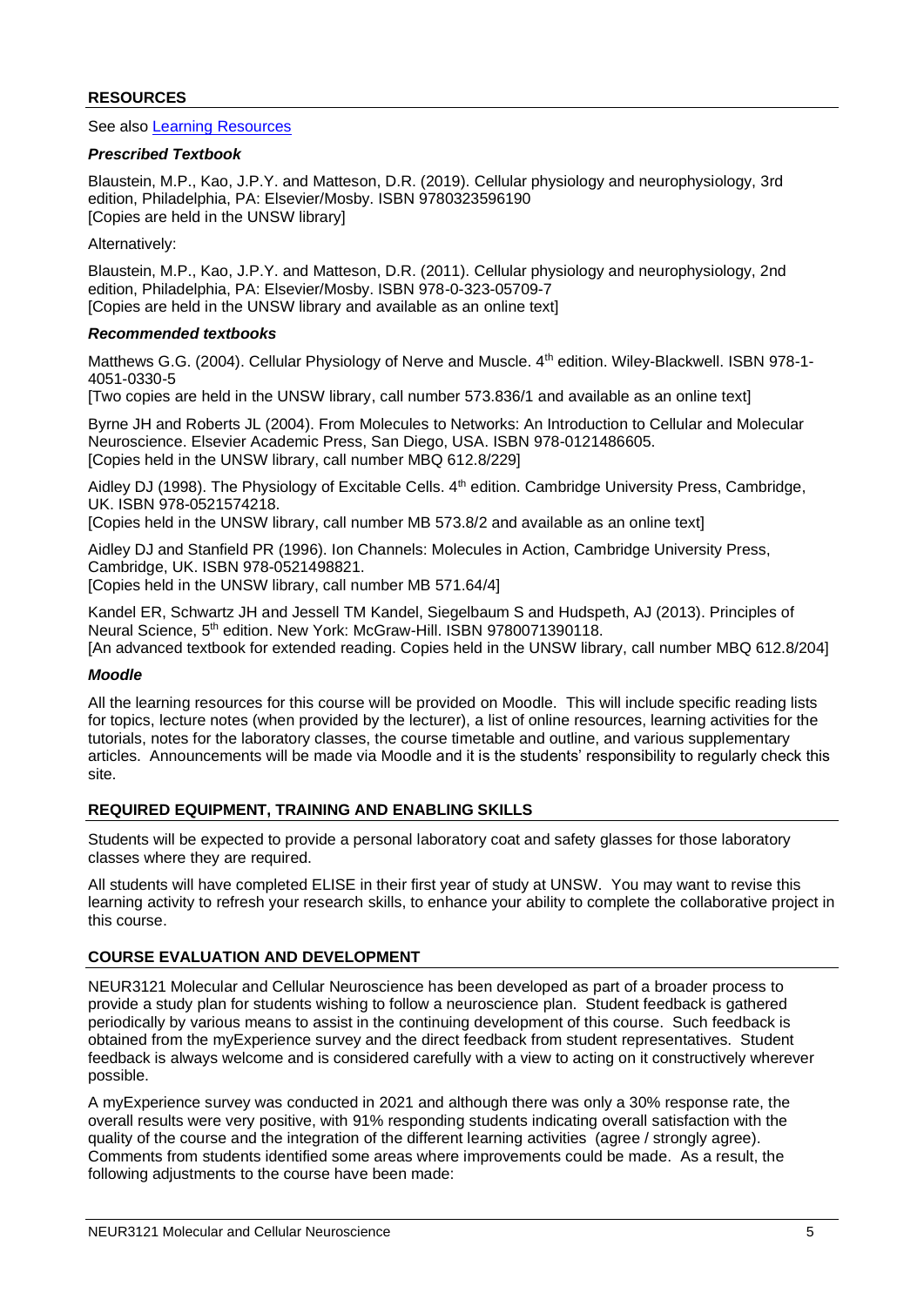## RESOURCES

See also Learning Resources

### *Prescribed Textbook*

Blaustein, M.P., Kao, J.P.Y. and Matteson, D.R. (2019). Cellular physiology and neurophysiology, 3rd edition, Philadelphia, PA: Elsevier/Mosby. ISBN 9780323596190
[Copies are held in the UNSW library]

Alternatively:

Blaustein, M.P., Kao, J.P.Y. and Matteson, D.R. (2011). Cellular physiology and neurophysiology, 2nd edition, Philadelphia, PA: Elsevier/Mosby. ISBN 978-0-323-05709-7
[Copies are held in the UNSW library and available as an online text]

### *Recommended textbooks*

Matthews G.G. (2004). Cellular Physiology of Nerve and Muscle. 4th edition. Wiley-Blackwell. ISBN 978-1-4051-0330-5
[Two copies are held in the UNSW library, call number 573.836/1 and available as an online text]

Byrne JH and Roberts JL (2004). From Molecules to Networks: An Introduction to Cellular and Molecular Neuroscience. Elsevier Academic Press, San Diego, USA. ISBN 978-0121486605.
[Copies held in the UNSW library, call number MBQ 612.8/229]

Aidley DJ (1998). The Physiology of Excitable Cells. 4th edition. Cambridge University Press, Cambridge, UK. ISBN 978-0521574218.
[Copies held in the UNSW library, call number MB 573.8/2 and available as an online text]

Aidley DJ and Stanfield PR (1996). Ion Channels: Molecules in Action, Cambridge University Press, Cambridge, UK. ISBN 978-0521498821.
[Copies held in the UNSW library, call number MB 571.64/4]

Kandel ER, Schwartz JH and Jessell TM Kandel, Siegelbaum S and Hudspeth, AJ (2013). Principles of Neural Science, 5th edition. New York: McGraw-Hill. ISBN 9780071390118.
[An advanced textbook for extended reading. Copies held in the UNSW library, call number MBQ 612.8/204]

### *Moodle*

All the learning resources for this course will be provided on Moodle. This will include specific reading lists for topics, lecture notes (when provided by the lecturer), a list of online resources, learning activities for the tutorials, notes for the laboratory classes, the course timetable and outline, and various supplementary articles. Announcements will be made via Moodle and it is the students' responsibility to regularly check this site.

## REQUIRED EQUIPMENT, TRAINING AND ENABLING SKILLS

Students will be expected to provide a personal laboratory coat and safety glasses for those laboratory classes where they are required.

All students will have completed ELISE in their first year of study at UNSW. You may want to revise this learning activity to refresh your research skills, to enhance your ability to complete the collaborative project in this course.

## COURSE EVALUATION AND DEVELOPMENT

NEUR3121 Molecular and Cellular Neuroscience has been developed as part of a broader process to provide a study plan for students wishing to follow a neuroscience plan. Student feedback is gathered periodically by various means to assist in the continuing development of this course. Such feedback is obtained from the myExperience survey and the direct feedback from student representatives. Student feedback is always welcome and is considered carefully with a view to acting on it constructively wherever possible.

A myExperience survey was conducted in 2021 and although there was only a 30% response rate, the overall results were very positive, with 91% responding students indicating overall satisfaction with the quality of the course and the integration of the different learning activities (agree / strongly agree). Comments from students identified some areas where improvements could be made. As a result, the following adjustments to the course have been made: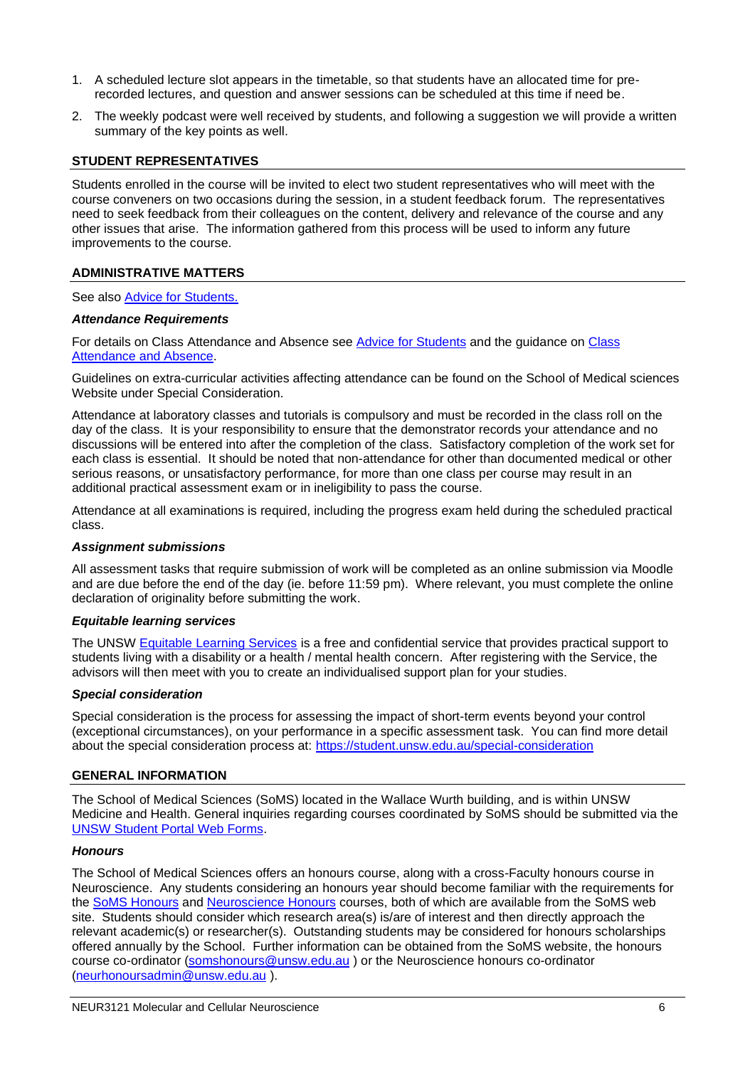1. A scheduled lecture slot appears in the timetable, so that students have an allocated time for pre-recorded lectures, and question and answer sessions can be scheduled at this time if need be.
2. The weekly podcast were well received by students, and following a suggestion we will provide a written summary of the key points as well.

## STUDENT REPRESENTATIVES

Students enrolled in the course will be invited to elect two student representatives who will meet with the course conveners on two occasions during the session, in a student feedback forum. The representatives need to seek feedback from their colleagues on the content, delivery and relevance of the course and any other issues that arise. The information gathered from this process will be used to inform any future improvements to the course.

## ADMINISTRATIVE MATTERS

See also Advice for Students.

### *Attendance Requirements*

For details on Class Attendance and Absence see Advice for Students and the guidance on Class Attendance and Absence.

Guidelines on extra-curricular activities affecting attendance can be found on the School of Medical sciences Website under Special Consideration.

Attendance at laboratory classes and tutorials is compulsory and must be recorded in the class roll on the day of the class. It is your responsibility to ensure that the demonstrator records your attendance and no discussions will be entered into after the completion of the class. Satisfactory completion of the work set for each class is essential. It should be noted that non-attendance for other than documented medical or other serious reasons, or unsatisfactory performance, for more than one class per course may result in an additional practical assessment exam or in ineligibility to pass the course.

Attendance at all examinations is required, including the progress exam held during the scheduled practical class.

### *Assignment submissions*

All assessment tasks that require submission of work will be completed as an online submission via Moodle and are due before the end of the day (ie. before 11:59 pm). Where relevant, you must complete the online declaration of originality before submitting the work.

### *Equitable learning services*

The UNSW Equitable Learning Services is a free and confidential service that provides practical support to students living with a disability or a health / mental health concern. After registering with the Service, the advisors will then meet with you to create an individualised support plan for your studies.

### *Special consideration*

Special consideration is the process for assessing the impact of short-term events beyond your control (exceptional circumstances), on your performance in a specific assessment task. You can find more detail about the special consideration process at: https://student.unsw.edu.au/special-consideration

## GENERAL INFORMATION

The School of Medical Sciences (SoMS) located in the Wallace Wurth building, and is within UNSW Medicine and Health. General inquiries regarding courses coordinated by SoMS should be submitted via the UNSW Student Portal Web Forms.

### *Honours*

The School of Medical Sciences offers an honours course, along with a cross-Faculty honours course in Neuroscience. Any students considering an honours year should become familiar with the requirements for the SoMS Honours and Neuroscience Honours courses, both of which are available from the SoMS web site. Students should consider which research area(s) is/are of interest and then directly approach the relevant academic(s) or researcher(s). Outstanding students may be considered for honours scholarships offered annually by the School. Further information can be obtained from the SoMS website, the honours course co-ordinator (somshonours@unsw.edu.au ) or the Neuroscience honours co-ordinator (neurhonoursadmin@unsw.edu.au ).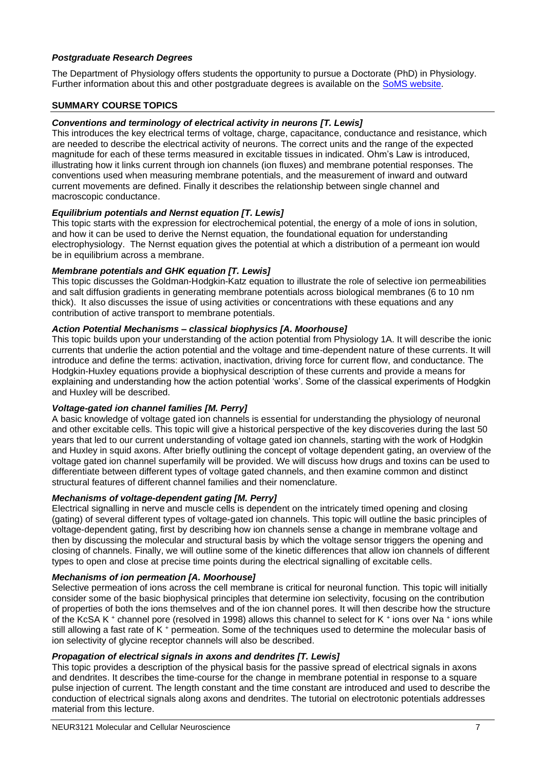### *Postgraduate Research Degrees*

The Department of Physiology offers students the opportunity to pursue a Doctorate (PhD) in Physiology. Further information about this and other postgraduate degrees is available on the SoMS website.

### SUMMARY COURSE TOPICS

***Conventions and terminology of electrical activity in neurons [T. Lewis]***

This introduces the key electrical terms of voltage, charge, capacitance, conductance and resistance, which are needed to describe the electrical activity of neurons. The correct units and the range of the expected magnitude for each of these terms measured in excitable tissues in indicated. Ohm's Law is introduced, illustrating how it links current through ion channels (ion fluxes) and membrane potential responses. The conventions used when measuring membrane potentials, and the measurement of inward and outward current movements are defined. Finally it describes the relationship between single channel and macroscopic conductance.

***Equilibrium potentials and Nernst equation [T. Lewis]***

This topic starts with the expression for electrochemical potential, the energy of a mole of ions in solution, and how it can be used to derive the Nernst equation, the foundational equation for understanding electrophysiology. The Nernst equation gives the potential at which a distribution of a permeant ion would be in equilibrium across a membrane.

***Membrane potentials and GHK equation [T. Lewis]***

This topic discusses the Goldman-Hodgkin-Katz equation to illustrate the role of selective ion permeabilities and salt diffusion gradients in generating membrane potentials across biological membranes (6 to 10 nm thick). It also discusses the issue of using activities or concentrations with these equations and any contribution of active transport to membrane potentials.

***Action Potential Mechanisms – classical biophysics [A. Moorhouse]***

This topic builds upon your understanding of the action potential from Physiology 1A. It will describe the ionic currents that underlie the action potential and the voltage and time-dependent nature of these currents. It will introduce and define the terms: activation, inactivation, driving force for current flow, and conductance. The Hodgkin-Huxley equations provide a biophysical description of these currents and provide a means for explaining and understanding how the action potential 'works'. Some of the classical experiments of Hodgkin and Huxley will be described.

***Voltage-gated ion channel families [M. Perry]***

A basic knowledge of voltage gated ion channels is essential for understanding the physiology of neuronal and other excitable cells. This topic will give a historical perspective of the key discoveries during the last 50 years that led to our current understanding of voltage gated ion channels, starting with the work of Hodgkin and Huxley in squid axons. After briefly outlining the concept of voltage dependent gating, an overview of the voltage gated ion channel superfamily will be provided. We will discuss how drugs and toxins can be used to differentiate between different types of voltage gated channels, and then examine common and distinct structural features of different channel families and their nomenclature.

***Mechanisms of voltage-dependent gating [M. Perry]***

Electrical signalling in nerve and muscle cells is dependent on the intricately timed opening and closing (gating) of several different types of voltage-gated ion channels. This topic will outline the basic principles of voltage-dependent gating, first by describing how ion channels sense a change in membrane voltage and then by discussing the molecular and structural basis by which the voltage sensor triggers the opening and closing of channels. Finally, we will outline some of the kinetic differences that allow ion channels of different types to open and close at precise time points during the electrical signalling of excitable cells.

***Mechanisms of ion permeation [A. Moorhouse]***

Selective permeation of ions across the cell membrane is critical for neuronal function. This topic will initially consider some of the basic biophysical principles that determine ion selectivity, focusing on the contribution of properties of both the ions themselves and of the ion channel pores. It will then describe how the structure of the KcSA $K^+$ channel pore (resolved in 1998) allows this channel to select for $K^+$ ions over $Na^+$ ions while still allowing a fast rate of $K^+$ permeation. Some of the techniques used to determine the molecular basis of ion selectivity of glycine receptor channels will also be described.

***Propagation of electrical signals in axons and dendrites [T. Lewis]***

This topic provides a description of the physical basis for the passive spread of electrical signals in axons and dendrites. It describes the time-course for the change in membrane potential in response to a square pulse injection of current. The length constant and the time constant are introduced and used to describe the conduction of electrical signals along axons and dendrites. The tutorial on electrotonic potentials addresses material from this lecture.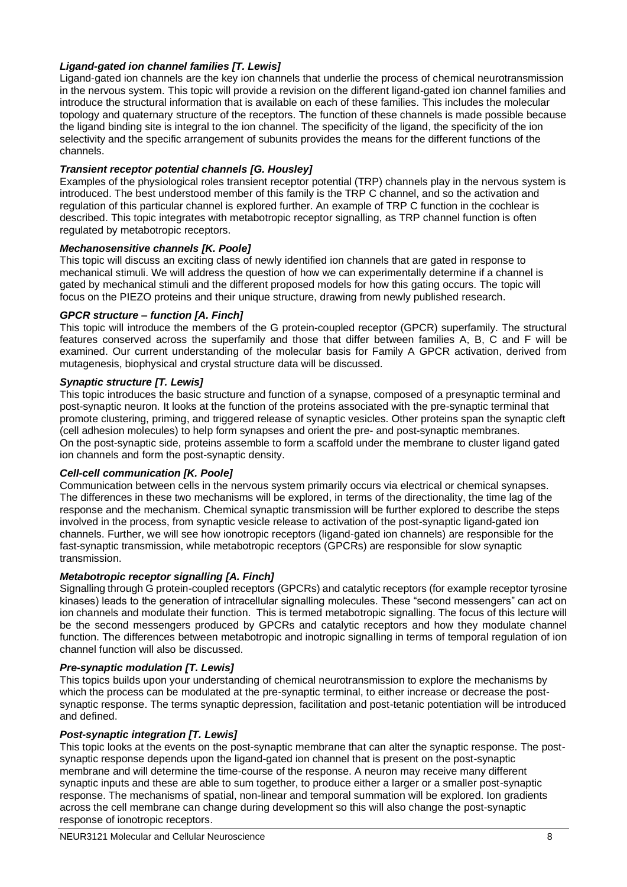### *Ligand-gated ion channel families [T. Lewis]*

Ligand-gated ion channels are the key ion channels that underlie the process of chemical neurotransmission in the nervous system. This topic will provide a revision on the different ligand-gated ion channel families and introduce the structural information that is available on each of these families. This includes the molecular topology and quaternary structure of the receptors. The function of these channels is made possible because the ligand binding site is integral to the ion channel. The specificity of the ligand, the specificity of the ion selectivity and the specific arrangement of subunits provides the means for the different functions of the channels.

### *Transient receptor potential channels [G. Housley]*

Examples of the physiological roles transient receptor potential (TRP) channels play in the nervous system is introduced. The best understood member of this family is the TRP C channel, and so the activation and regulation of this particular channel is explored further. An example of TRP C function in the cochlear is described. This topic integrates with metabotropic receptor signalling, as TRP channel function is often regulated by metabotropic receptors.

### *Mechanosensitive channels [K. Poole]*

This topic will discuss an exciting class of newly identified ion channels that are gated in response to mechanical stimuli. We will address the question of how we can experimentally determine if a channel is gated by mechanical stimuli and the different proposed models for how this gating occurs. The topic will focus on the PIEZO proteins and their unique structure, drawing from newly published research.

### *GPCR structure – function [A. Finch]*

This topic will introduce the members of the G protein-coupled receptor (GPCR) superfamily. The structural features conserved across the superfamily and those that differ between families A, B, C and F will be examined. Our current understanding of the molecular basis for Family A GPCR activation, derived from mutagenesis, biophysical and crystal structure data will be discussed.

### *Synaptic structure [T. Lewis]*

This topic introduces the basic structure and function of a synapse, composed of a presynaptic terminal and post-synaptic neuron. It looks at the function of the proteins associated with the pre-synaptic terminal that promote clustering, priming, and triggered release of synaptic vesicles. Other proteins span the synaptic cleft (cell adhesion molecules) to help form synapses and orient the pre- and post-synaptic membranes. On the post-synaptic side, proteins assemble to form a scaffold under the membrane to cluster ligand gated ion channels and form the post-synaptic density.

### *Cell-cell communication [K. Poole]*

Communication between cells in the nervous system primarily occurs via electrical or chemical synapses. The differences in these two mechanisms will be explored, in terms of the directionality, the time lag of the response and the mechanism. Chemical synaptic transmission will be further explored to describe the steps involved in the process, from synaptic vesicle release to activation of the post-synaptic ligand-gated ion channels. Further, we will see how ionotropic receptors (ligand-gated ion channels) are responsible for the fast-synaptic transmission, while metabotropic receptors (GPCRs) are responsible for slow synaptic transmission.

### *Metabotropic receptor signalling [A. Finch]*

Signalling through G protein-coupled receptors (GPCRs) and catalytic receptors (for example receptor tyrosine kinases) leads to the generation of intracellular signalling molecules. These "second messengers" can act on ion channels and modulate their function. This is termed metabotropic signalling. The focus of this lecture will be the second messengers produced by GPCRs and catalytic receptors and how they modulate channel function. The differences between metabotropic and inotropic signalling in terms of temporal regulation of ion channel function will also be discussed.

### *Pre-synaptic modulation [T. Lewis]*

This topics builds upon your understanding of chemical neurotransmission to explore the mechanisms by which the process can be modulated at the pre-synaptic terminal, to either increase or decrease the post-synaptic response. The terms synaptic depression, facilitation and post-tetanic potentiation will be introduced and defined.

### *Post-synaptic integration [T. Lewis]*

This topic looks at the events on the post-synaptic membrane that can alter the synaptic response. The post-synaptic response depends upon the ligand-gated ion channel that is present on the post-synaptic membrane and will determine the time-course of the response. A neuron may receive many different synaptic inputs and these are able to sum together, to produce either a larger or a smaller post-synaptic response. The mechanisms of spatial, non-linear and temporal summation will be explored. Ion gradients across the cell membrane can change during development so this will also change the post-synaptic response of ionotropic receptors.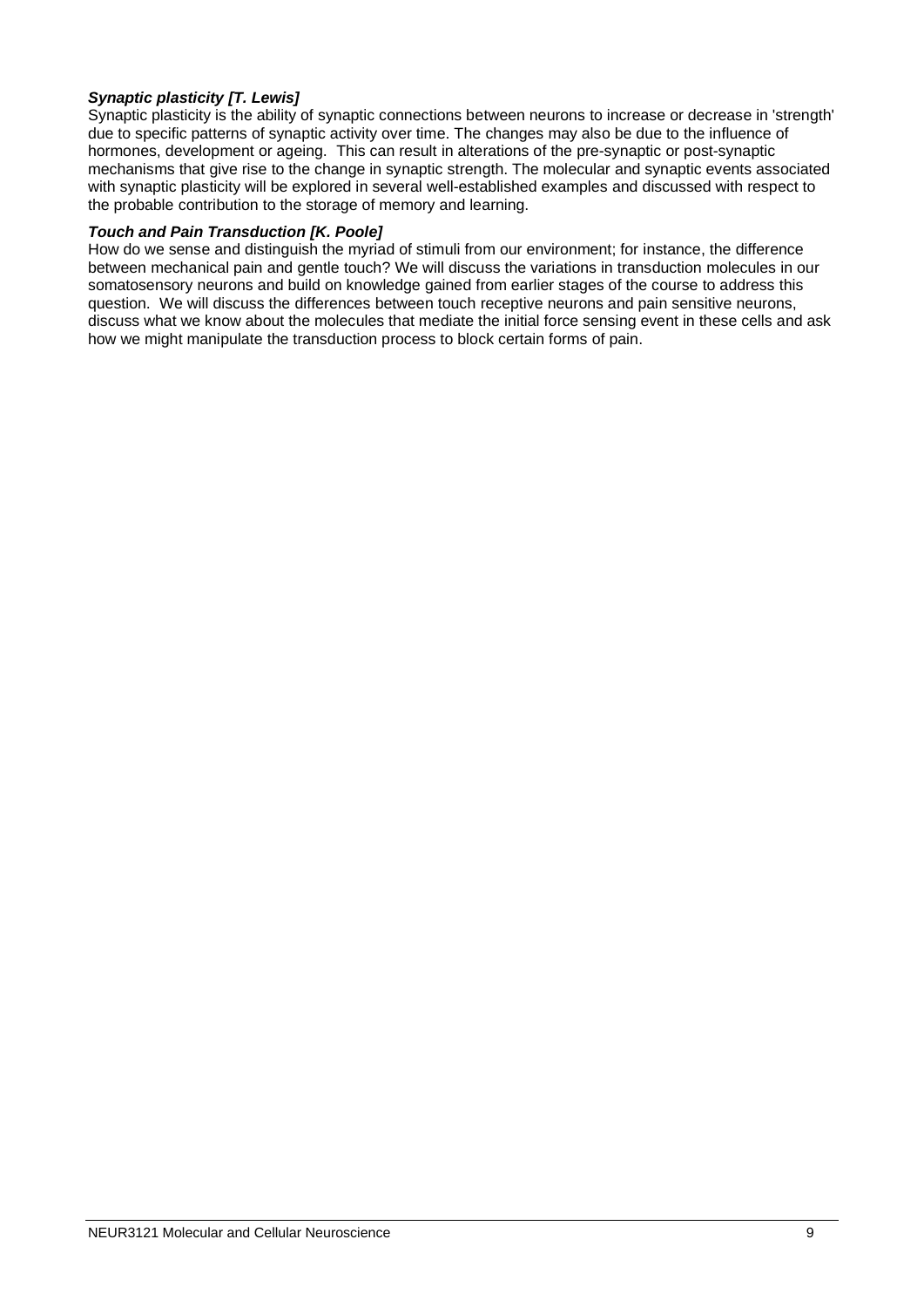***Synaptic plasticity [T. Lewis]***

Synaptic plasticity is the ability of synaptic connections between neurons to increase or decrease in 'strength' due to specific patterns of synaptic activity over time. The changes may also be due to the influence of hormones, development or ageing. This can result in alterations of the pre-synaptic or post-synaptic mechanisms that give rise to the change in synaptic strength. The molecular and synaptic events associated with synaptic plasticity will be explored in several well-established examples and discussed with respect to the probable contribution to the storage of memory and learning.

***Touch and Pain Transduction [K. Poole]***

How do we sense and distinguish the myriad of stimuli from our environment; for instance, the difference between mechanical pain and gentle touch? We will discuss the variations in transduction molecules in our somatosensory neurons and build on knowledge gained from earlier stages of the course to address this question. We will discuss the differences between touch receptive neurons and pain sensitive neurons, discuss what we know about the molecules that mediate the initial force sensing event in these cells and ask how we might manipulate the transduction process to block certain forms of pain.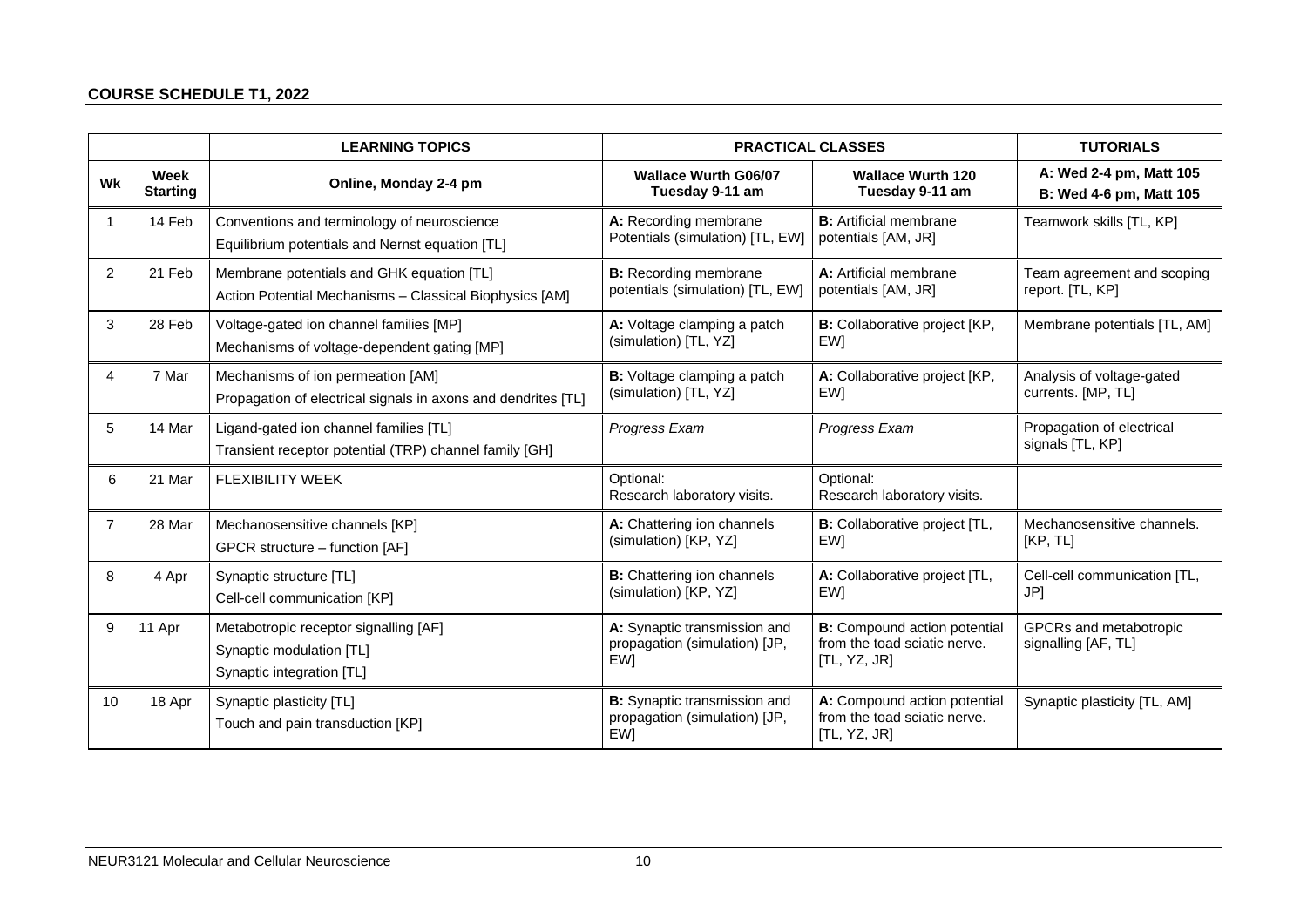**COURSE SCHEDULE T1, 2022**

| | | LEARNING TOPICS | PRACTICAL CLASSES | | TUTORIALS |
|---|---|---|---|---|---|
| **Wk** | **Week Starting** | **Online, Monday 2-4 pm** | **Wallace Wurth G06/07 Tuesday 9-11 am** | **Wallace Wurth 120 Tuesday 9-11 am** | **A: Wed 2-4 pm, Matt 105 B: Wed 4-6 pm, Matt 105** |
| 1 | 14 Feb | Conventions and terminology of neuroscience<br>Equilibrium potentials and Nernst equation [TL] | **A:** Recording membrane Potentials (simulation) [TL, EW] | **B:** Artificial membrane potentials [AM, JR] | Teamwork skills [TL, KP] |
| 2 | 21 Feb | Membrane potentials and GHK equation [TL]<br>Action Potential Mechanisms – Classical Biophysics [AM] | **B:** Recording membrane potentials (simulation) [TL, EW] | **A:** Artificial membrane potentials [AM, JR] | Team agreement and scoping report. [TL, KP] |
| 3 | 28 Feb | Voltage-gated ion channel families [MP]<br>Mechanisms of voltage-dependent gating [MP] | **A:** Voltage clamping a patch (simulation) [TL, YZ] | **B:** Collaborative project [KP, EW] | Membrane potentials [TL, AM] |
| 4 | 7 Mar | Mechanisms of ion permeation [AM]<br>Propagation of electrical signals in axons and dendrites [TL] | **B:** Voltage clamping a patch (simulation) [TL, YZ] | **A:** Collaborative project [KP, EW] | Analysis of voltage-gated currents. [MP, TL] |
| 5 | 14 Mar | Ligand-gated ion channel families [TL]<br>Transient receptor potential (TRP) channel family [GH] | *Progress Exam* | *Progress Exam* | Propagation of electrical signals [TL, KP] |
| 6 | 21 Mar | FLEXIBILITY WEEK | Optional:<br>Research laboratory visits. | Optional:<br>Research laboratory visits. | |
| 7 | 28 Mar | Mechanosensitive channels [KP]<br>GPCR structure – function [AF] | **A:** Chattering ion channels (simulation) [KP, YZ] | **B:** Collaborative project [TL, EW] | Mechanosensitive channels. [KP, TL] |
| 8 | 4 Apr | Synaptic structure [TL]<br>Cell-cell communication [KP] | **B:** Chattering ion channels (simulation) [KP, YZ] | **A:** Collaborative project [TL, EW] | Cell-cell communication [TL, JP] |
| 9 | 11 Apr | Metabotropic receptor signalling [AF]<br>Synaptic modulation [TL]<br>Synaptic integration [TL] | **A:** Synaptic transmission and propagation (simulation) [JP, EW] | **B:** Compound action potential from the toad sciatic nerve. [TL, YZ, JR] | GPCRs and metabotropic signalling [AF, TL] |
| 10 | 18 Apr | Synaptic plasticity [TL]<br>Touch and pain transduction [KP] | **B:** Synaptic transmission and propagation (simulation) [JP, EW] | **A:** Compound action potential from the toad sciatic nerve. [TL, YZ, JR] | Synaptic plasticity [TL, AM] |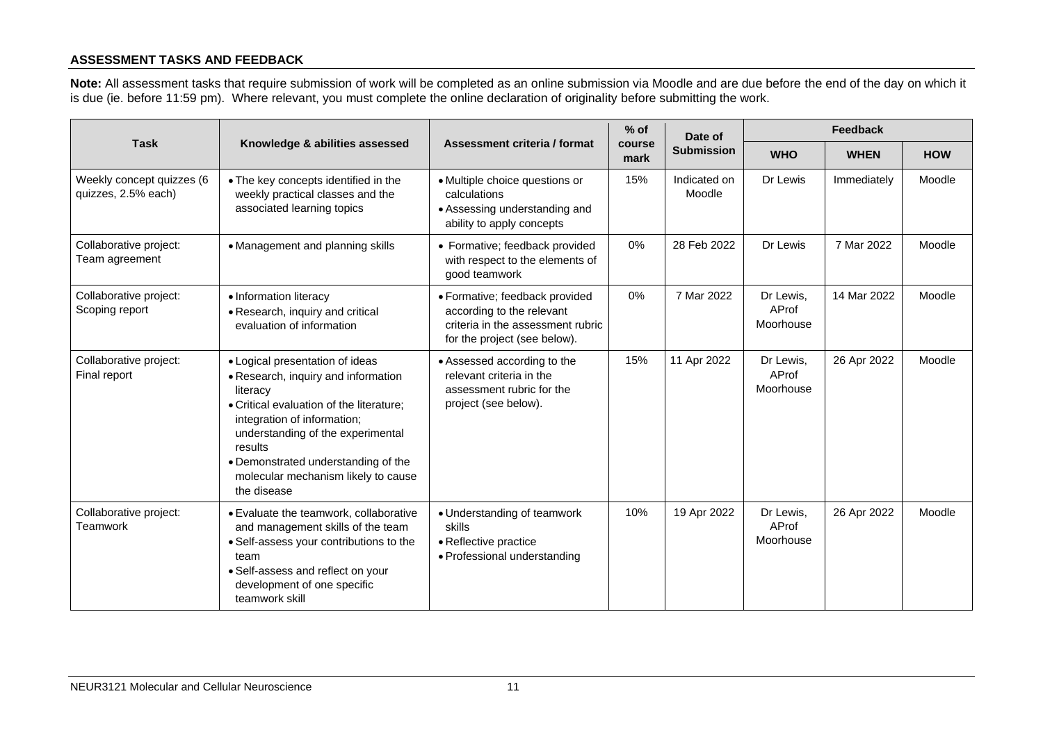**ASSESSMENT TASKS AND FEEDBACK**

**Note:** All assessment tasks that require submission of work will be completed as an online submission via Moodle and are due before the end of the day on which it is due (ie. before 11:59 pm). Where relevant, you must complete the online declaration of originality before submitting the work.

| Task | Knowledge & abilities assessed | Assessment criteria / format | % of course mark | Date of Submission | Feedback | | |
|---|---|---|---|---|---|---|---|
| | | | | | **WHO** | **WHEN** | **HOW** |
| Weekly concept quizzes (6 quizzes, 2.5% each) | • The key concepts identified in the weekly practical classes and the associated learning topics | • Multiple choice questions or calculations<br>• Assessing understanding and ability to apply concepts | 15% | Indicated on Moodle | Dr Lewis | Immediately | Moodle |
| Collaborative project: Team agreement | • Management and planning skills | • Formative; feedback provided with respect to the elements of good teamwork | 0% | 28 Feb 2022 | Dr Lewis | 7 Mar 2022 | Moodle |
| Collaborative project: Scoping report | • Information literacy<br>• Research, inquiry and critical evaluation of information | • Formative; feedback provided according to the relevant criteria in the assessment rubric for the project (see below). | 0% | 7 Mar 2022 | Dr Lewis, AProf Moorhouse | 14 Mar 2022 | Moodle |
| Collaborative project: Final report | • Logical presentation of ideas<br>• Research, inquiry and information literacy<br>• Critical evaluation of the literature; integration of information; understanding of the experimental results<br>• Demonstrated understanding of the molecular mechanism likely to cause the disease | • Assessed according to the relevant criteria in the assessment rubric for the project (see below). | 15% | 11 Apr 2022 | Dr Lewis, AProf Moorhouse | 26 Apr 2022 | Moodle |
| Collaborative project: Teamwork | • Evaluate the teamwork, collaborative and management skills of the team<br>• Self-assess your contributions to the team<br>• Self-assess and reflect on your development of one specific teamwork skill | • Understanding of teamwork skills<br>• Reflective practice<br>• Professional understanding | 10% | 19 Apr 2022 | Dr Lewis, AProf Moorhouse | 26 Apr 2022 | Moodle |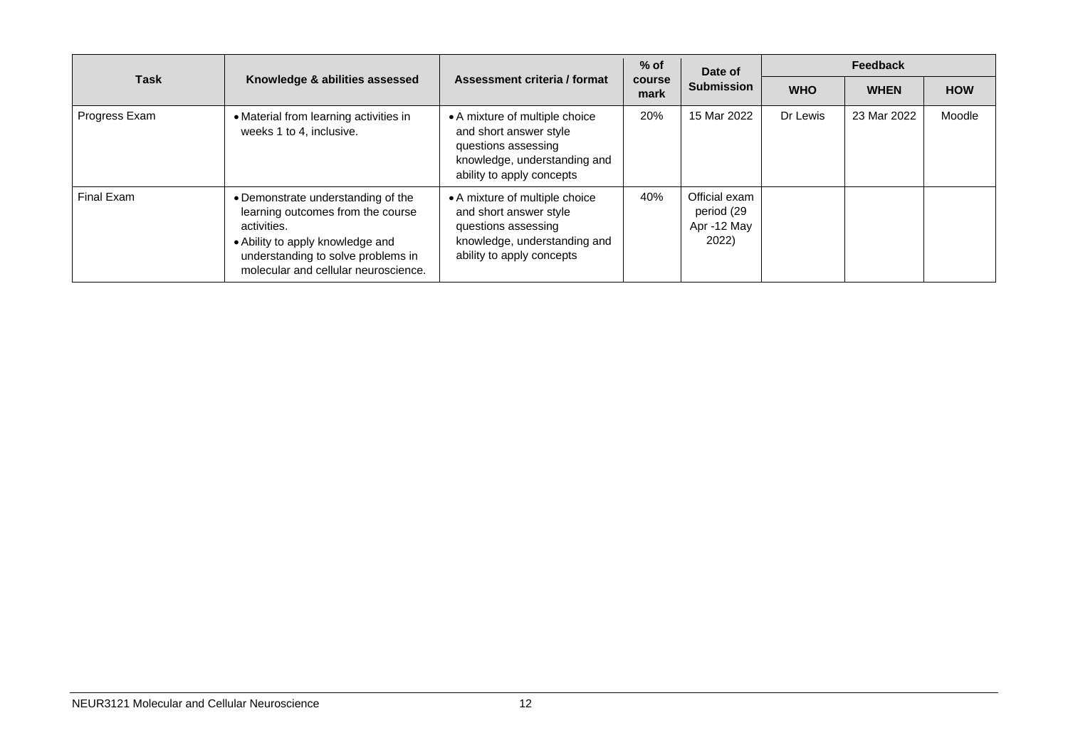| Task | Knowledge & abilities assessed | Assessment criteria / format | % of course mark | Date of Submission | Feedback | | |
|---|---|---|---|---|---|---|---|
| | | | | | WHO | WHEN | HOW |
| Progress Exam | • Material from learning activities in weeks 1 to 4, inclusive. | • A mixture of multiple choice and short answer style questions assessing knowledge, understanding and ability to apply concepts | 20% | 15 Mar 2022 | Dr Lewis | 23 Mar 2022 | Moodle |
| Final Exam | • Demonstrate understanding of the learning outcomes from the course activities. <br> • Ability to apply knowledge and understanding to solve problems in molecular and cellular neuroscience. | • A mixture of multiple choice and short answer style questions assessing knowledge, understanding and ability to apply concepts | 40% | Official exam period (29 Apr -12 May 2022) | | | |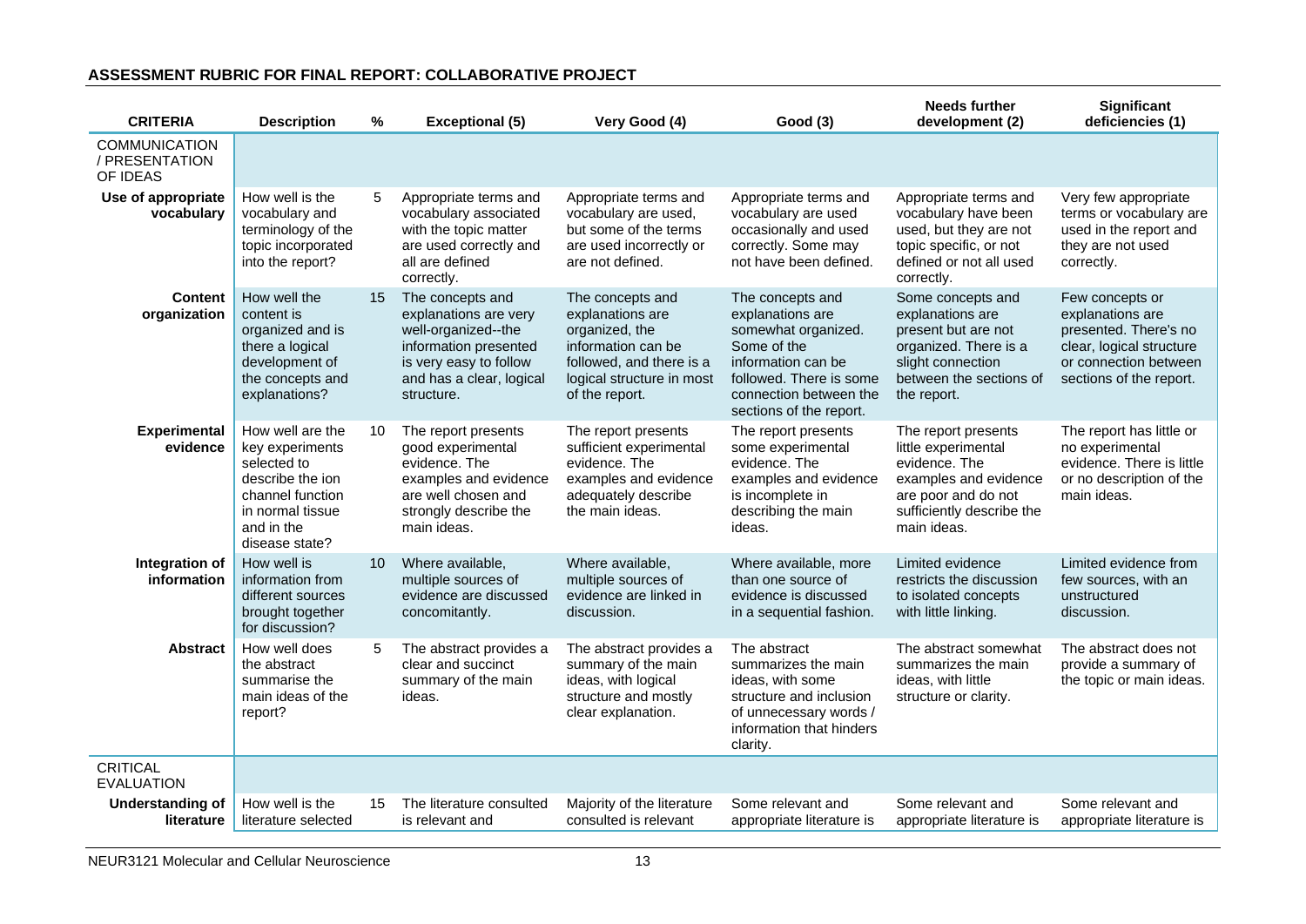**ASSESSMENT RUBRIC FOR FINAL REPORT: COLLABORATIVE PROJECT**

| CRITERIA | Description | % | Exceptional (5) | Very Good (4) | Good (3) | Needs further development (2) | Significant deficiencies (1) |
|---|---|---|---|---|---|---|---|
| COMMUNICATION / PRESENTATION OF IDEAS | | | | | | | |
| **Use of appropriate vocabulary** | How well is the vocabulary and terminology of the topic incorporated into the report? | 5 | Appropriate terms and vocabulary associated with the topic matter are used correctly and all are defined correctly. | Appropriate terms and vocabulary are used, but some of the terms are used incorrectly or are not defined. | Appropriate terms and vocabulary are used occasionally and used correctly. Some may not have been defined. | Appropriate terms and vocabulary have been used, but they are not topic specific, or not defined or not all used correctly. | Very few appropriate terms or vocabulary are used in the report and they are not used correctly. |
| **Content organization** | How well the content is organized and is there a logical development of the concepts and explanations? | 15 | The concepts and explanations are very well-organized--the information presented is very easy to follow and has a clear, logical structure. | The concepts and explanations are organized, the information can be followed, and there is a logical structure in most of the report. | The concepts and explanations are somewhat organized. Some of the information can be followed. There is some connection between the sections of the report. | Some concepts and explanations are present but are not organized. There is a slight connection between the sections of the report. | Few concepts or explanations are presented. There's no clear, logical structure or connection between sections of the report. |
| **Experimental evidence** | How well are the key experiments selected to describe the ion channel function in normal tissue and in the disease state? | 10 | The report presents good experimental evidence. The examples and evidence are well chosen and strongly describe the main ideas. | The report presents sufficient experimental evidence. The examples and evidence adequately describe the main ideas. | The report presents some experimental evidence. The examples and evidence is incomplete in describing the main ideas. | The report presents little experimental evidence. The examples and evidence are poor and do not sufficiently describe the main ideas. | The report has little or no experimental evidence. There is little or no description of the main ideas. |
| **Integration of information** | How well is information from different sources brought together for discussion? | 10 | Where available, multiple sources of evidence are discussed concomitantly. | Where available, multiple sources of evidence are linked in discussion. | Where available, more than one source of evidence is discussed in a sequential fashion. | Limited evidence restricts the discussion to isolated concepts with little linking. | Limited evidence from few sources, with an unstructured discussion. |
| **Abstract** | How well does the abstract summarise the main ideas of the report? | 5 | The abstract provides a clear and succinct summary of the main ideas. | The abstract provides a summary of the main ideas, with logical structure and mostly clear explanation. | The abstract summarizes the main ideas, with some structure and inclusion of unnecessary words / information that hinders clarity. | The abstract somewhat summarizes the main ideas, with little structure or clarity. | The abstract does not provide a summary of the topic or main ideas. |
| CRITICAL EVALUATION | | | | | | | |
| **Understanding of literature** | How well is the literature selected | 15 | The literature consulted is relevant and | Majority of the literature consulted is relevant | Some relevant and appropriate literature is | Some relevant and appropriate literature is | Some relevant and appropriate literature is |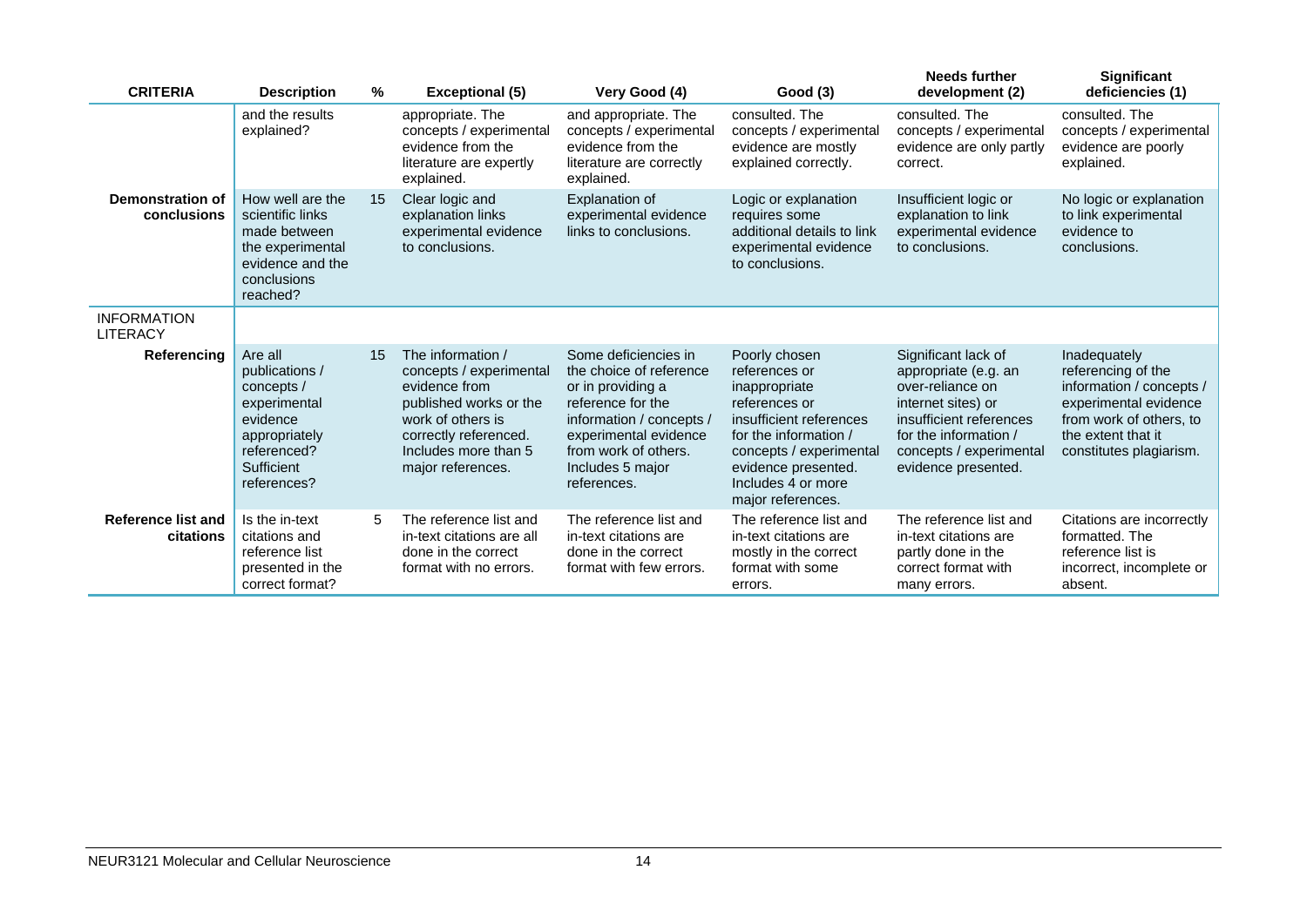| CRITERIA | Description | % | Exceptional (5) | Very Good (4) | Good (3) | Needs further development (2) | Significant deficiencies (1) |
|---|---|---|---|---|---|---|---|
| | and the results explained? | | appropriate. The concepts / experimental evidence from the literature are expertly explained. | and appropriate. The concepts / experimental evidence from the literature are correctly explained. | consulted. The concepts / experimental evidence are mostly explained correctly. | consulted. The concepts / experimental evidence are only partly correct. | consulted. The concepts / experimental evidence are poorly explained. |
| **Demonstration of conclusions** | How well are the scientific links made between the experimental evidence and the conclusions reached? | 15 | Clear logic and explanation links experimental evidence to conclusions. | Explanation of experimental evidence links to conclusions. | Logic or explanation requires some additional details to link experimental evidence to conclusions. | Insufficient logic or explanation to link experimental evidence to conclusions. | No logic or explanation to link experimental evidence to conclusions. |
| INFORMATION LITERACY | | | | | | | |
| **Referencing** | Are all publications / concepts / experimental evidence appropriately referenced? Sufficient references? | 15 | The information / concepts / experimental evidence from published works or the work of others is correctly referenced. Includes more than 5 major references. | Some deficiencies in the choice of reference or in providing a reference for the information / concepts / experimental evidence from work of others. Includes 5 major references. | Poorly chosen references or inappropriate references or insufficient references for the information / concepts / experimental evidence presented. Includes 4 or more major references. | Significant lack of appropriate (e.g. an over-reliance on internet sites) or insufficient references for the information / concepts / experimental evidence presented. | Inadequately referencing of the information / concepts / experimental evidence from work of others, to the extent that it constitutes plagiarism. |
| **Reference list and citations** | Is the in-text citations and reference list presented in the correct format? | 5 | The reference list and in-text citations are all done in the correct format with no errors. | The reference list and in-text citations are done in the correct format with few errors. | The reference list and in-text citations are mostly in the correct format with some errors. | The reference list and in-text citations are partly done in the correct format with many errors. | Citations are incorrectly formatted. The reference list is incorrect, incomplete or absent. |